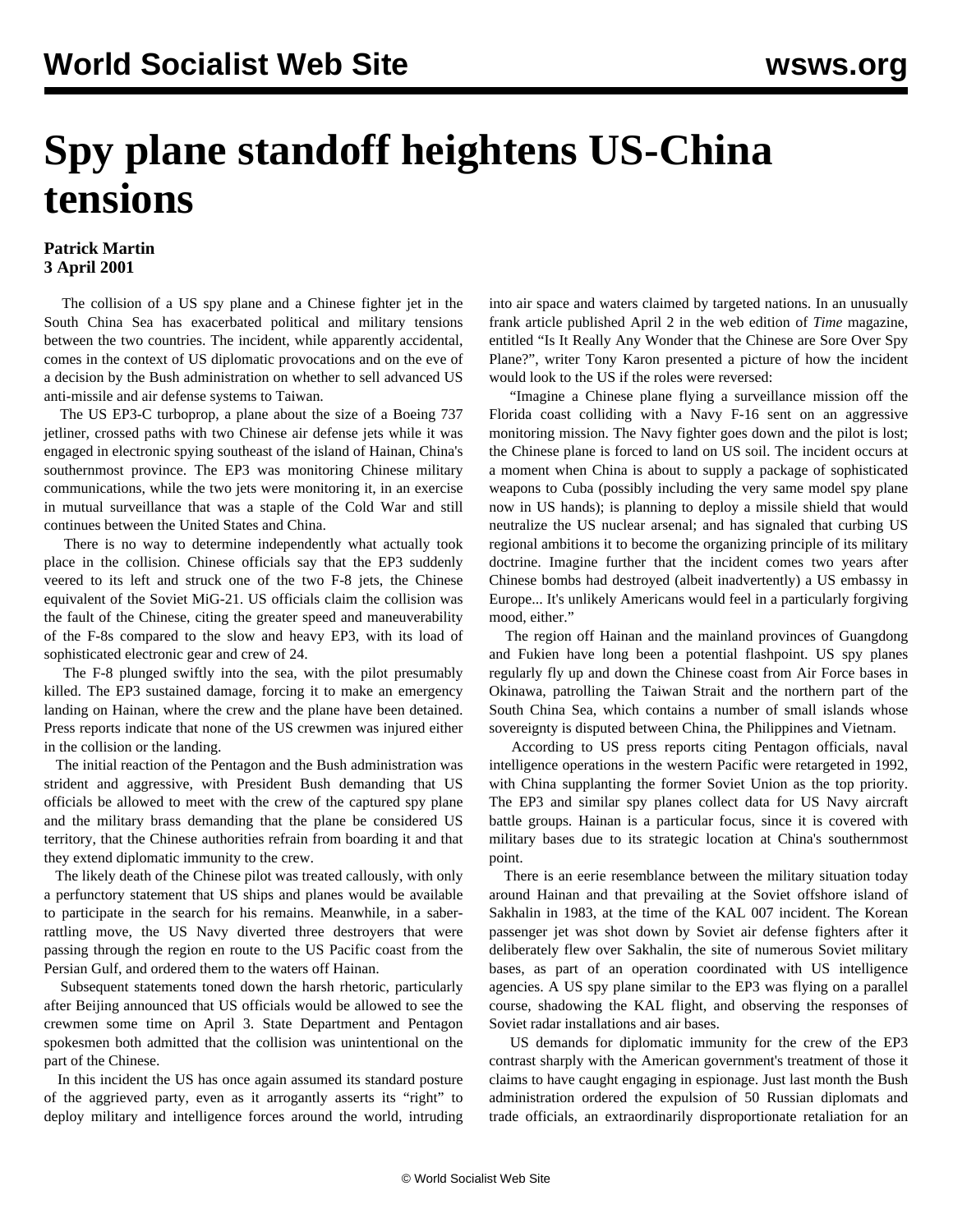# Spy plane standoff heightens US-China tensions

**Patrick Martin**
**3 April 2001**

The collision of a US spy plane and a Chinese fighter jet in the South China Sea has exacerbated political and military tensions between the two countries. The incident, while apparently accidental, comes in the context of US diplomatic provocations and on the eve of a decision by the Bush administration on whether to sell advanced US anti-missile and air defense systems to Taiwan.

The US EP3-C turboprop, a plane about the size of a Boeing 737 jetliner, crossed paths with two Chinese air defense jets while it was engaged in electronic spying southeast of the island of Hainan, China's southernmost province. The EP3 was monitoring Chinese military communications, while the two jets were monitoring it, in an exercise in mutual surveillance that was a staple of the Cold War and still continues between the United States and China.

There is no way to determine independently what actually took place in the collision. Chinese officials say that the EP3 suddenly veered to its left and struck one of the two F-8 jets, the Chinese equivalent of the Soviet MiG-21. US officials claim the collision was the fault of the Chinese, citing the greater speed and maneuverability of the F-8s compared to the slow and heavy EP3, with its load of sophisticated electronic gear and crew of 24.

The F-8 plunged swiftly into the sea, with the pilot presumably killed. The EP3 sustained damage, forcing it to make an emergency landing on Hainan, where the crew and the plane have been detained. Press reports indicate that none of the US crewmen was injured either in the collision or the landing.

The initial reaction of the Pentagon and the Bush administration was strident and aggressive, with President Bush demanding that US officials be allowed to meet with the crew of the captured spy plane and the military brass demanding that the plane be considered US territory, that the Chinese authorities refrain from boarding it and that they extend diplomatic immunity to the crew.

The likely death of the Chinese pilot was treated callously, with only a perfunctory statement that US ships and planes would be available to participate in the search for his remains. Meanwhile, in a saber-rattling move, the US Navy diverted three destroyers that were passing through the region en route to the US Pacific coast from the Persian Gulf, and ordered them to the waters off Hainan.

Subsequent statements toned down the harsh rhetoric, particularly after Beijing announced that US officials would be allowed to see the crewmen some time on April 3. State Department and Pentagon spokesmen both admitted that the collision was unintentional on the part of the Chinese.

In this incident the US has once again assumed its standard posture of the aggrieved party, even as it arrogantly asserts its "right" to deploy military and intelligence forces around the world, intruding into air space and waters claimed by targeted nations. In an unusually frank article published April 2 in the web edition of *Time* magazine, entitled "Is It Really Any Wonder that the Chinese are Sore Over Spy Plane?", writer Tony Karon presented a picture of how the incident would look to the US if the roles were reversed:

"Imagine a Chinese plane flying a surveillance mission off the Florida coast colliding with a Navy F-16 sent on an aggressive monitoring mission. The Navy fighter goes down and the pilot is lost; the Chinese plane is forced to land on US soil. The incident occurs at a moment when China is about to supply a package of sophisticated weapons to Cuba (possibly including the very same model spy plane now in US hands); is planning to deploy a missile shield that would neutralize the US nuclear arsenal; and has signaled that curbing US regional ambitions it to become the organizing principle of its military doctrine. Imagine further that the incident comes two years after Chinese bombs had destroyed (albeit inadvertently) a US embassy in Europe... It's unlikely Americans would feel in a particularly forgiving mood, either."

The region off Hainan and the mainland provinces of Guangdong and Fukien have long been a potential flashpoint. US spy planes regularly fly up and down the Chinese coast from Air Force bases in Okinawa, patrolling the Taiwan Strait and the northern part of the South China Sea, which contains a number of small islands whose sovereignty is disputed between China, the Philippines and Vietnam.

According to US press reports citing Pentagon officials, naval intelligence operations in the western Pacific were retargeted in 1992, with China supplanting the former Soviet Union as the top priority. The EP3 and similar spy planes collect data for US Navy aircraft battle groups. Hainan is a particular focus, since it is covered with military bases due to its strategic location at China's southernmost point.

There is an eerie resemblance between the military situation today around Hainan and that prevailing at the Soviet offshore island of Sakhalin in 1983, at the time of the KAL 007 incident. The Korean passenger jet was shot down by Soviet air defense fighters after it deliberately flew over Sakhalin, the site of numerous Soviet military bases, as part of an operation coordinated with US intelligence agencies. A US spy plane similar to the EP3 was flying on a parallel course, shadowing the KAL flight, and observing the responses of Soviet radar installations and air bases.

US demands for diplomatic immunity for the crew of the EP3 contrast sharply with the American government's treatment of those it claims to have caught engaging in espionage. Just last month the Bush administration ordered the expulsion of 50 Russian diplomats and trade officials, an extraordinarily disproportionate retaliation for an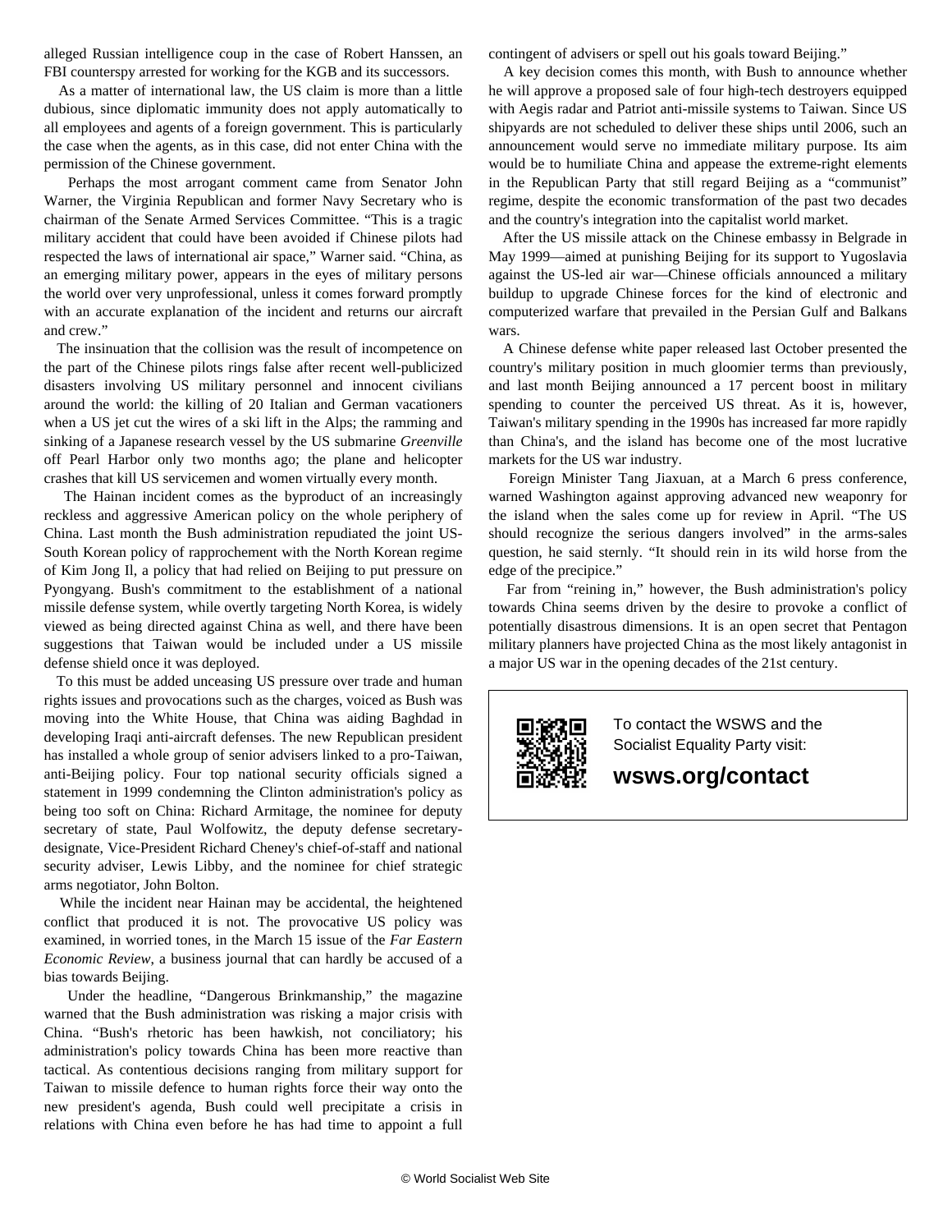alleged Russian intelligence coup in the case of Robert Hanssen, an FBI counterspy arrested for working for the KGB and its successors.

As a matter of international law, the US claim is more than a little dubious, since diplomatic immunity does not apply automatically to all employees and agents of a foreign government. This is particularly the case when the agents, as in this case, did not enter China with the permission of the Chinese government.

Perhaps the most arrogant comment came from Senator John Warner, the Virginia Republican and former Navy Secretary who is chairman of the Senate Armed Services Committee. "This is a tragic military accident that could have been avoided if Chinese pilots had respected the laws of international air space," Warner said. "China, as an emerging military power, appears in the eyes of military persons the world over very unprofessional, unless it comes forward promptly with an accurate explanation of the incident and returns our aircraft and crew."

The insinuation that the collision was the result of incompetence on the part of the Chinese pilots rings false after recent well-publicized disasters involving US military personnel and innocent civilians around the world: the killing of 20 Italian and German vacationers when a US jet cut the wires of a ski lift in the Alps; the ramming and sinking of a Japanese research vessel by the US submarine *Greenville* off Pearl Harbor only two months ago; the plane and helicopter crashes that kill US servicemen and women virtually every month.

The Hainan incident comes as the byproduct of an increasingly reckless and aggressive American policy on the whole periphery of China. Last month the Bush administration repudiated the joint US-South Korean policy of rapprochement with the North Korean regime of Kim Jong Il, a policy that had relied on Beijing to put pressure on Pyongyang. Bush's commitment to the establishment of a national missile defense system, while overtly targeting North Korea, is widely viewed as being directed against China as well, and there have been suggestions that Taiwan would be included under a US missile defense shield once it was deployed.

To this must be added unceasing US pressure over trade and human rights issues and provocations such as the charges, voiced as Bush was moving into the White House, that China was aiding Baghdad in developing Iraqi anti-aircraft defenses. The new Republican president has installed a whole group of senior advisers linked to a pro-Taiwan, anti-Beijing policy. Four top national security officials signed a statement in 1999 condemning the Clinton administration's policy as being too soft on China: Richard Armitage, the nominee for deputy secretary of state, Paul Wolfowitz, the deputy defense secretary-designate, Vice-President Richard Cheney's chief-of-staff and national security adviser, Lewis Libby, and the nominee for chief strategic arms negotiator, John Bolton.

While the incident near Hainan may be accidental, the heightened conflict that produced it is not. The provocative US policy was examined, in worried tones, in the March 15 issue of the *Far Eastern Economic Review*, a business journal that can hardly be accused of a bias towards Beijing.

Under the headline, "Dangerous Brinkmanship," the magazine warned that the Bush administration was risking a major crisis with China. "Bush's rhetoric has been hawkish, not conciliatory; his administration's policy towards China has been more reactive than tactical. As contentious decisions ranging from military support for Taiwan to missile defence to human rights force their way onto the new president's agenda, Bush could well precipitate a crisis in relations with China even before he has had time to appoint a full contingent of advisers or spell out his goals toward Beijing."

A key decision comes this month, with Bush to announce whether he will approve a proposed sale of four high-tech destroyers equipped with Aegis radar and Patriot anti-missile systems to Taiwan. Since US shipyards are not scheduled to deliver these ships until 2006, such an announcement would serve no immediate military purpose. Its aim would be to humiliate China and appease the extreme-right elements in the Republican Party that still regard Beijing as a "communist" regime, despite the economic transformation of the past two decades and the country's integration into the capitalist world market.

After the US missile attack on the Chinese embassy in Belgrade in May 1999—aimed at punishing Beijing for its support to Yugoslavia against the US-led air war—Chinese officials announced a military buildup to upgrade Chinese forces for the kind of electronic and computerized warfare that prevailed in the Persian Gulf and Balkans wars.

A Chinese defense white paper released last October presented the country's military position in much gloomier terms than previously, and last month Beijing announced a 17 percent boost in military spending to counter the perceived US threat. As it is, however, Taiwan's military spending in the 1990s has increased far more rapidly than China's, and the island has become one of the most lucrative markets for the US war industry.

Foreign Minister Tang Jiaxuan, at a March 6 press conference, warned Washington against approving advanced new weaponry for the island when the sales come up for review in April. "The US should recognize the serious dangers involved" in the arms-sales question, he said sternly. "It should rein in its wild horse from the edge of the precipice."

Far from "reining in," however, the Bush administration's policy towards China seems driven by the desire to provoke a conflict of potentially disastrous dimensions. It is an open secret that Pentagon military planners have projected China as the most likely antagonist in a major US war in the opening decades of the 21st century.

To contact the WSWS and the Socialist Equality Party visit:

**wsws.org/contact**